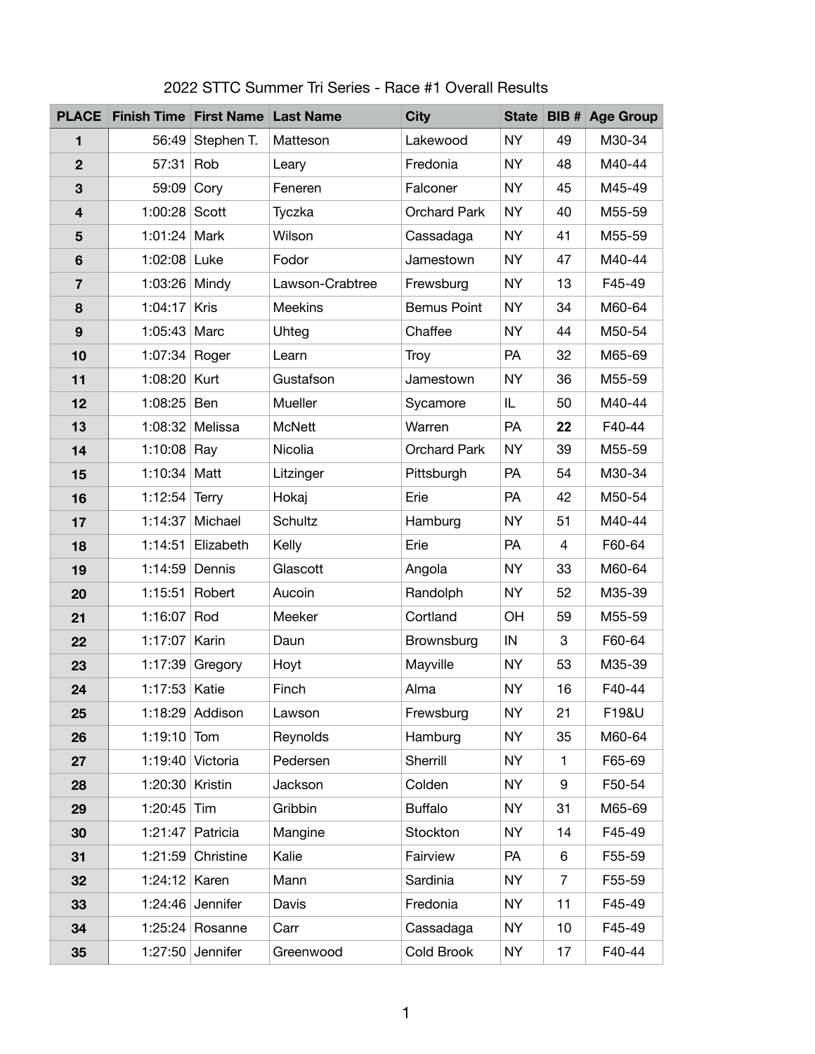# 2022 STTC Summer Tri Series - Race #1 Overall Results

| PLACE | Finish Time | First Name | Last Name | City | State | BIB # | Age Group |
|---|---|---|---|---|---|---|---|
| 1 | 56:49 | Stephen T. | Matteson | Lakewood | NY | 49 | M30-34 |
| 2 | 57:31 | Rob | Leary | Fredonia | NY | 48 | M40-44 |
| 3 | 59:09 | Cory | Feneren | Falconer | NY | 45 | M45-49 |
| 4 | 1:00:28 | Scott | Tyczka | Orchard Park | NY | 40 | M55-59 |
| 5 | 1:01:24 | Mark | Wilson | Cassadaga | NY | 41 | M55-59 |
| 6 | 1:02:08 | Luke | Fodor | Jamestown | NY | 47 | M40-44 |
| 7 | 1:03:26 | Mindy | Lawson-Crabtree | Frewsburg | NY | 13 | F45-49 |
| 8 | 1:04:17 | Kris | Meekins | Bemus Point | NY | 34 | M60-64 |
| 9 | 1:05:43 | Marc | Uhteg | Chaffee | NY | 44 | M50-54 |
| 10 | 1:07:34 | Roger | Learn | Troy | PA | 32 | M65-69 |
| 11 | 1:08:20 | Kurt | Gustafson | Jamestown | NY | 36 | M55-59 |
| 12 | 1:08:25 | Ben | Mueller | Sycamore | IL | 50 | M40-44 |
| 13 | 1:08:32 | Melissa | McNett | Warren | PA | **22** | F40-44 |
| 14 | 1:10:08 | Ray | Nicolia | Orchard Park | NY | 39 | M55-59 |
| 15 | 1:10:34 | Matt | Litzinger | Pittsburgh | PA | 54 | M30-34 |
| 16 | 1:12:54 | Terry | Hokaj | Erie | PA | 42 | M50-54 |
| 17 | 1:14:37 | Michael | Schultz | Hamburg | NY | 51 | M40-44 |
| 18 | 1:14:51 | Elizabeth | Kelly | Erie | PA | 4 | F60-64 |
| 19 | 1:14:59 | Dennis | Glascott | Angola | NY | 33 | M60-64 |
| 20 | 1:15:51 | Robert | Aucoin | Randolph | NY | 52 | M35-39 |
| 21 | 1:16:07 | Rod | Meeker | Cortland | OH | 59 | M55-59 |
| 22 | 1:17:07 | Karin | Daun | Brownsburg | IN | 3 | F60-64 |
| 23 | 1:17:39 | Gregory | Hoyt | Mayville | NY | 53 | M35-39 |
| 24 | 1:17:53 | Katie | Finch | Alma | NY | 16 | F40-44 |
| 25 | 1:18:29 | Addison | Lawson | Frewsburg | NY | 21 | F19&U |
| 26 | 1:19:10 | Tom | Reynolds | Hamburg | NY | 35 | M60-64 |
| 27 | 1:19:40 | Victoria | Pedersen | Sherrill | NY | 1 | F65-69 |
| 28 | 1:20:30 | Kristin | Jackson | Colden | NY | 9 | F50-54 |
| 29 | 1:20:45 | Tim | Gribbin | Buffalo | NY | 31 | M65-69 |
| 30 | 1:21:47 | Patricia | Mangine | Stockton | NY | 14 | F45-49 |
| 31 | 1:21:59 | Christine | Kalie | Fairview | PA | 6 | F55-59 |
| 32 | 1:24:12 | Karen | Mann | Sardinia | NY | 7 | F55-59 |
| 33 | 1:24:46 | Jennifer | Davis | Fredonia | NY | 11 | F45-49 |
| 34 | 1:25:24 | Rosanne | Carr | Cassadaga | NY | 10 | F45-49 |
| 35 | 1:27:50 | Jennifer | Greenwood | Cold Brook | NY | 17 | F40-44 |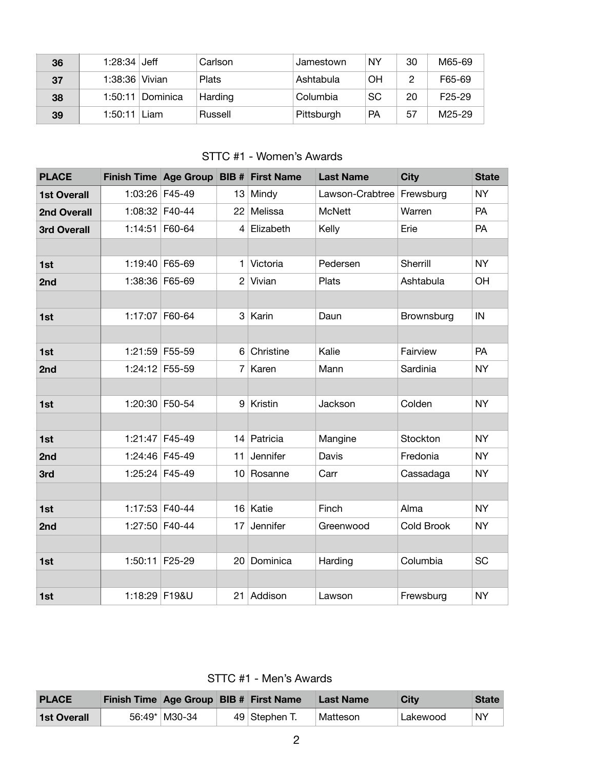| | | | | | | | |
|---|---|---|---|---|---|---|---|
| **36** | 1:28:34 | Jeff | Carlson | Jamestown | NY | 30 | M65-69 |
| **37** | 1:38:36 | Vivian | Plats | Ashtabula | OH | 2 | F65-69 |
| **38** | 1:50:11 | Dominica | Harding | Columbia | SC | 20 | F25-29 |
| **39** | 1:50:11 | Liam | Russell | Pittsburgh | PA | 57 | M25-29 |

## STTC #1 - Women's Awards

| PLACE | Finish Time | Age Group | BIB # | First Name | Last Name | City | State |
|---|---|---|---|---|---|---|---|
| **1st Overall** | 1:03:26 | F45-49 | 13 | Mindy | Lawson-Crabtree | Frewsburg | NY |
| **2nd Overall** | 1:08:32 | F40-44 | 22 | Melissa | McNett | Warren | PA |
| **3rd Overall** | 1:14:51 | F60-64 | 4 | Elizabeth | Kelly | Erie | PA |
| | | | | | | | |
| **1st** | 1:19:40 | F65-69 | 1 | Victoria | Pedersen | Sherrill | NY |
| **2nd** | 1:38:36 | F65-69 | 2 | Vivian | Plats | Ashtabula | OH |
| | | | | | | | |
| **1st** | 1:17:07 | F60-64 | 3 | Karin | Daun | Brownsburg | IN |
| | | | | | | | |
| **1st** | 1:21:59 | F55-59 | 6 | Christine | Kalie | Fairview | PA |
| **2nd** | 1:24:12 | F55-59 | 7 | Karen | Mann | Sardinia | NY |
| | | | | | | | |
| **1st** | 1:20:30 | F50-54 | 9 | Kristin | Jackson | Colden | NY |
| | | | | | | | |
| **1st** | 1:21:47 | F45-49 | 14 | Patricia | Mangine | Stockton | NY |
| **2nd** | 1:24:46 | F45-49 | 11 | Jennifer | Davis | Fredonia | NY |
| **3rd** | 1:25:24 | F45-49 | 10 | Rosanne | Carr | Cassadaga | NY |
| | | | | | | | |
| **1st** | 1:17:53 | F40-44 | 16 | Katie | Finch | Alma | NY |
| **2nd** | 1:27:50 | F40-44 | 17 | Jennifer | Greenwood | Cold Brook | NY |
| | | | | | | | |
| **1st** | 1:50:11 | F25-29 | 20 | Dominica | Harding | Columbia | SC |
| | | | | | | | |
| **1st** | 1:18:29 | F19&U | 21 | Addison | Lawson | Frewsburg | NY |

## STTC #1 - Men's Awards

| PLACE | Finish Time | Age Group | BIB # | First Name | Last Name | City | State |
|---|---|---|---|---|---|---|---|
| **1st Overall** | 56:49* | M30-34 | 49 | Stephen T. | Matteson | Lakewood | NY |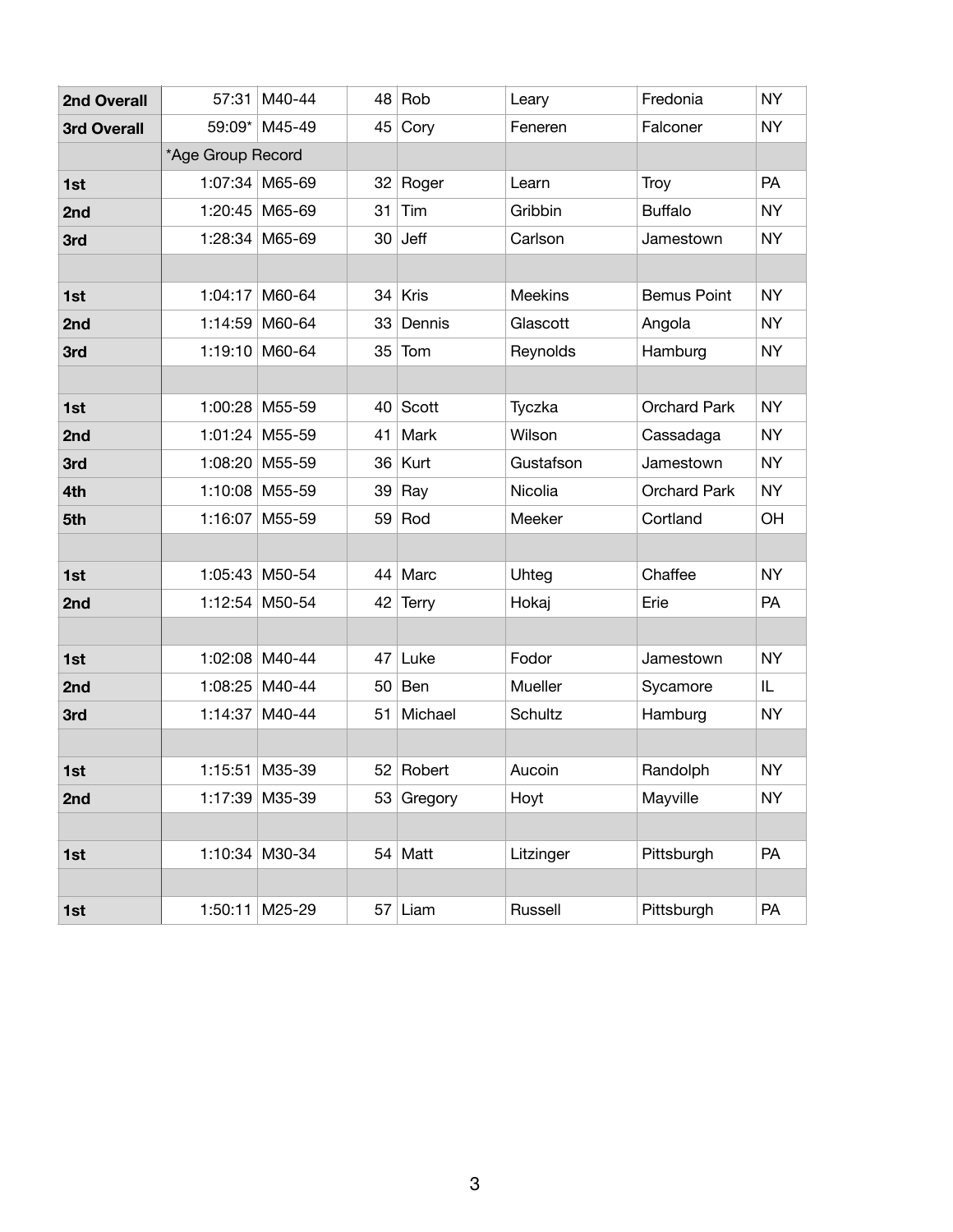| | | | | | | | |
|---|---|---|---|---|---|---|---|
| **2nd Overall** | 57:31 | M40-44 | 48 | Rob | Leary | Fredonia | NY |
| **3rd Overall** | 59:09* | M45-49 | 45 | Cory | Feneren | Falconer | NY |
| | *Age Group Record | | | | | | |
| **1st** | 1:07:34 | M65-69 | 32 | Roger | Learn | Troy | PA |
| **2nd** | 1:20:45 | M65-69 | 31 | Tim | Gribbin | Buffalo | NY |
| **3rd** | 1:28:34 | M65-69 | 30 | Jeff | Carlson | Jamestown | NY |
| | | | | | | | |
| **1st** | 1:04:17 | M60-64 | 34 | Kris | Meekins | Bemus Point | NY |
| **2nd** | 1:14:59 | M60-64 | 33 | Dennis | Glascott | Angola | NY |
| **3rd** | 1:19:10 | M60-64 | 35 | Tom | Reynolds | Hamburg | NY |
| | | | | | | | |
| **1st** | 1:00:28 | M55-59 | 40 | Scott | Tyczka | Orchard Park | NY |
| **2nd** | 1:01:24 | M55-59 | 41 | Mark | Wilson | Cassadaga | NY |
| **3rd** | 1:08:20 | M55-59 | 36 | Kurt | Gustafson | Jamestown | NY |
| **4th** | 1:10:08 | M55-59 | 39 | Ray | Nicolia | Orchard Park | NY |
| **5th** | 1:16:07 | M55-59 | 59 | Rod | Meeker | Cortland | OH |
| | | | | | | | |
| **1st** | 1:05:43 | M50-54 | 44 | Marc | Uhteg | Chaffee | NY |
| **2nd** | 1:12:54 | M50-54 | 42 | Terry | Hokaj | Erie | PA |
| | | | | | | | |
| **1st** | 1:02:08 | M40-44 | 47 | Luke | Fodor | Jamestown | NY |
| **2nd** | 1:08:25 | M40-44 | 50 | Ben | Mueller | Sycamore | IL |
| **3rd** | 1:14:37 | M40-44 | 51 | Michael | Schultz | Hamburg | NY |
| | | | | | | | |
| **1st** | 1:15:51 | M35-39 | 52 | Robert | Aucoin | Randolph | NY |
| **2nd** | 1:17:39 | M35-39 | 53 | Gregory | Hoyt | Mayville | NY |
| | | | | | | | |
| **1st** | 1:10:34 | M30-34 | 54 | Matt | Litzinger | Pittsburgh | PA |
| | | | | | | | |
| **1st** | 1:50:11 | M25-29 | 57 | Liam | Russell | Pittsburgh | PA |